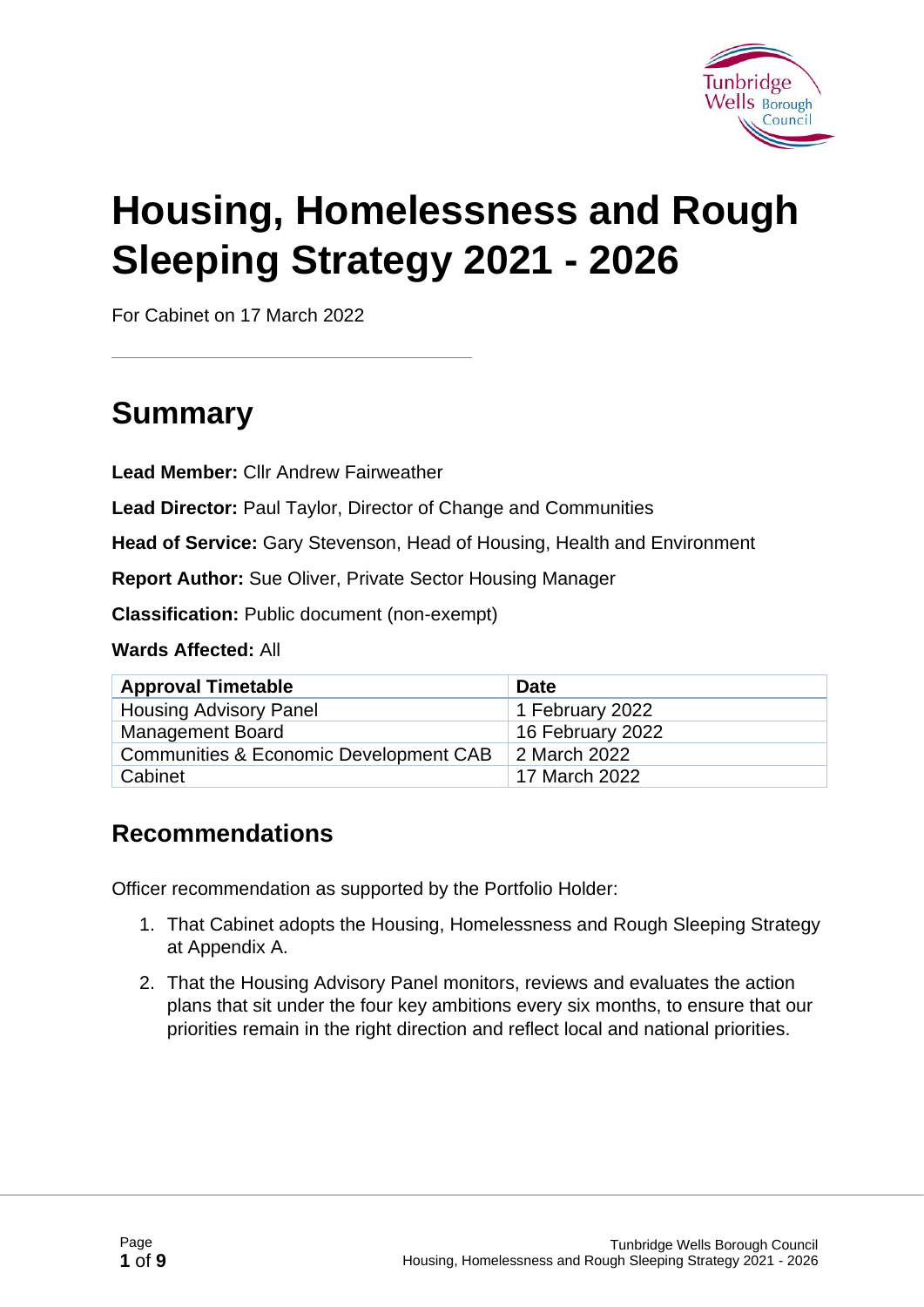# Housing, Homelessness and Rough Sleeping Strategy 2021 - 2026

For Cabinet on 17 March 2022

## Summary

**Lead Member:** Cllr Andrew Fairweather

**Lead Director:** Paul Taylor, Director of Change and Communities

**Head of Service:** Gary Stevenson, Head of Housing, Health and Environment

**Report Author:** Sue Oliver, Private Sector Housing Manager

**Classification:** Public document (non-exempt)

**Wards Affected:** All

| Approval Timetable | Date |
|---|---|
| Housing Advisory Panel | 1 February 2022 |
| Management Board | 16 February 2022 |
| Communities & Economic Development CAB | 2 March 2022 |
| Cabinet | 17 March 2022 |

## Recommendations

Officer recommendation as supported by the Portfolio Holder:

1. That Cabinet adopts the Housing, Homelessness and Rough Sleeping Strategy at Appendix A.
2. That the Housing Advisory Panel monitors, reviews and evaluates the action plans that sit under the four key ambitions every six months, to ensure that our priorities remain in the right direction and reflect local and national priorities.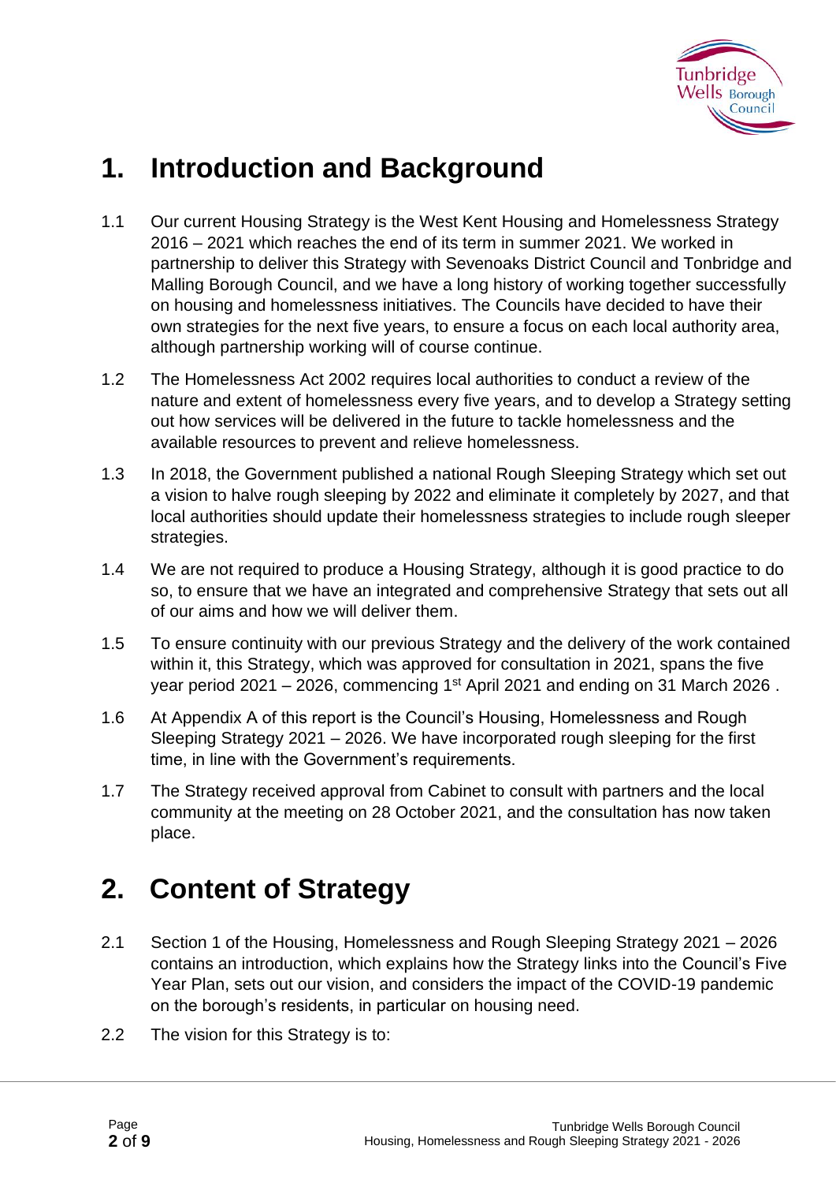# 1. Introduction and Background

1.1 Our current Housing Strategy is the West Kent Housing and Homelessness Strategy 2016 – 2021 which reaches the end of its term in summer 2021. We worked in partnership to deliver this Strategy with Sevenoaks District Council and Tonbridge and Malling Borough Council, and we have a long history of working together successfully on housing and homelessness initiatives. The Councils have decided to have their own strategies for the next five years, to ensure a focus on each local authority area, although partnership working will of course continue.

1.2 The Homelessness Act 2002 requires local authorities to conduct a review of the nature and extent of homelessness every five years, and to develop a Strategy setting out how services will be delivered in the future to tackle homelessness and the available resources to prevent and relieve homelessness.

1.3 In 2018, the Government published a national Rough Sleeping Strategy which set out a vision to halve rough sleeping by 2022 and eliminate it completely by 2027, and that local authorities should update their homelessness strategies to include rough sleeper strategies.

1.4 We are not required to produce a Housing Strategy, although it is good practice to do so, to ensure that we have an integrated and comprehensive Strategy that sets out all of our aims and how we will deliver them.

1.5 To ensure continuity with our previous Strategy and the delivery of the work contained within it, this Strategy, which was approved for consultation in 2021, spans the five year period 2021 – 2026, commencing 1st April 2021 and ending on 31 March 2026 .

1.6 At Appendix A of this report is the Council's Housing, Homelessness and Rough Sleeping Strategy 2021 – 2026. We have incorporated rough sleeping for the first time, in line with the Government's requirements.

1.7 The Strategy received approval from Cabinet to consult with partners and the local community at the meeting on 28 October 2021, and the consultation has now taken place.

# 2. Content of Strategy

2.1 Section 1 of the Housing, Homelessness and Rough Sleeping Strategy 2021 – 2026 contains an introduction, which explains how the Strategy links into the Council's Five Year Plan, sets out our vision, and considers the impact of the COVID-19 pandemic on the borough's residents, in particular on housing need.

2.2 The vision for this Strategy is to: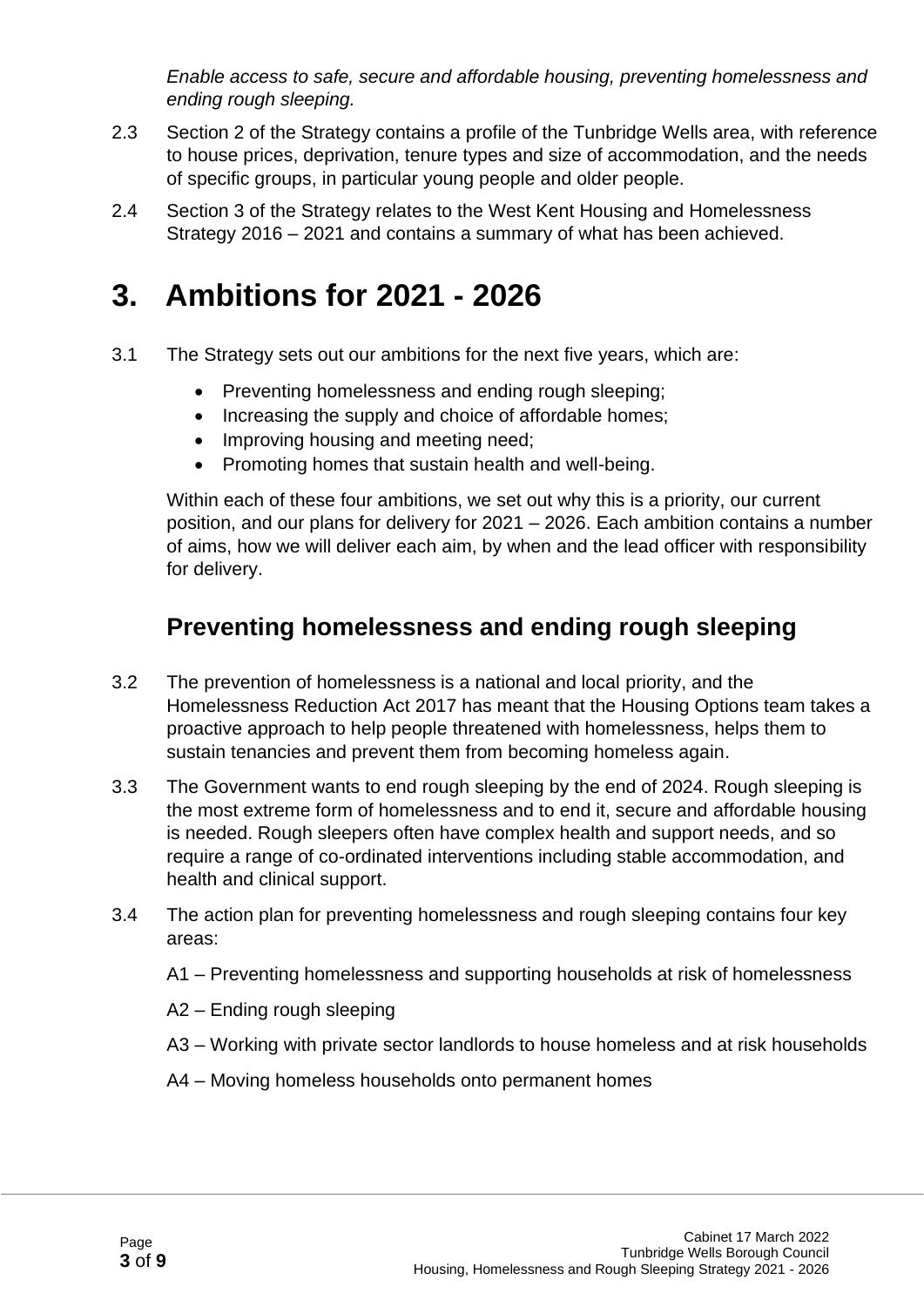*Enable access to safe, secure and affordable housing, preventing homelessness and ending rough sleeping.*

2.3 Section 2 of the Strategy contains a profile of the Tunbridge Wells area, with reference to house prices, deprivation, tenure types and size of accommodation, and the needs of specific groups, in particular young people and older people.

2.4 Section 3 of the Strategy relates to the West Kent Housing and Homelessness Strategy 2016 – 2021 and contains a summary of what has been achieved.

# 3. Ambitions for 2021 - 2026

3.1 The Strategy sets out our ambitions for the next five years, which are:

- Preventing homelessness and ending rough sleeping;
- Increasing the supply and choice of affordable homes;
- Improving housing and meeting need;
- Promoting homes that sustain health and well-being.

Within each of these four ambitions, we set out why this is a priority, our current position, and our plans for delivery for 2021 – 2026. Each ambition contains a number of aims, how we will deliver each aim, by when and the lead officer with responsibility for delivery.

## Preventing homelessness and ending rough sleeping

3.2 The prevention of homelessness is a national and local priority, and the Homelessness Reduction Act 2017 has meant that the Housing Options team takes a proactive approach to help people threatened with homelessness, helps them to sustain tenancies and prevent them from becoming homeless again.

3.3 The Government wants to end rough sleeping by the end of 2024. Rough sleeping is the most extreme form of homelessness and to end it, secure and affordable housing is needed. Rough sleepers often have complex health and support needs, and so require a range of co-ordinated interventions including stable accommodation, and health and clinical support.

3.4 The action plan for preventing homelessness and rough sleeping contains four key areas:

A1 – Preventing homelessness and supporting households at risk of homelessness

A2 – Ending rough sleeping

A3 – Working with private sector landlords to house homeless and at risk households

A4 – Moving homeless households onto permanent homes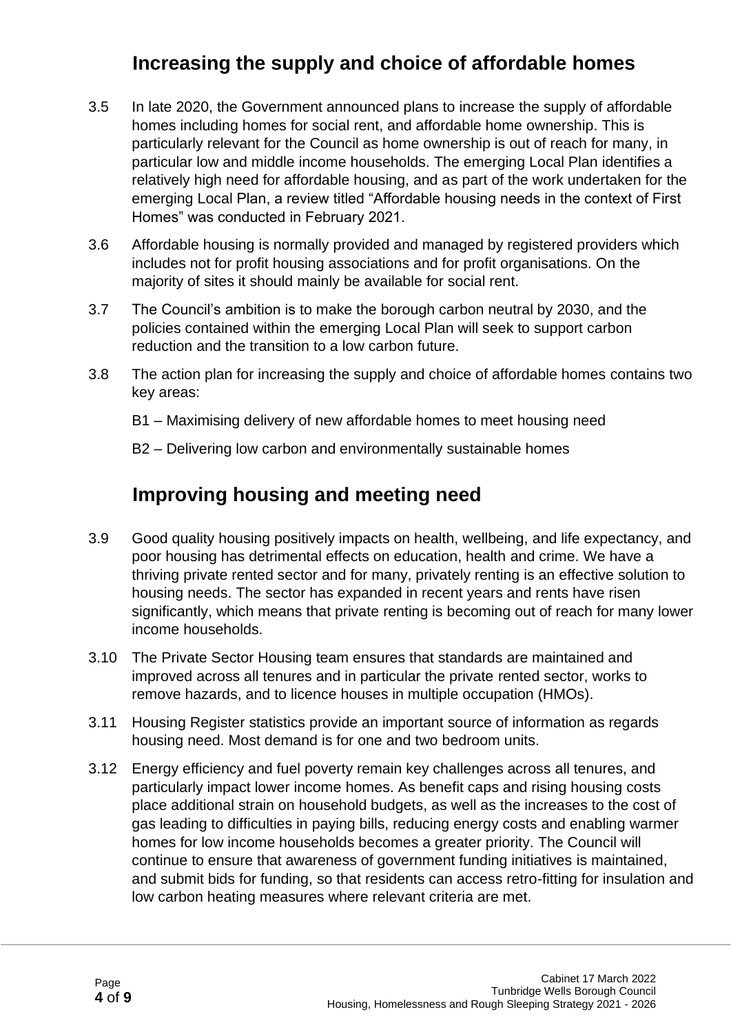## Increasing the supply and choice of affordable homes

3.5 In late 2020, the Government announced plans to increase the supply of affordable homes including homes for social rent, and affordable home ownership. This is particularly relevant for the Council as home ownership is out of reach for many, in particular low and middle income households. The emerging Local Plan identifies a relatively high need for affordable housing, and as part of the work undertaken for the emerging Local Plan, a review titled "Affordable housing needs in the context of First Homes" was conducted in February 2021.

3.6 Affordable housing is normally provided and managed by registered providers which includes not for profit housing associations and for profit organisations. On the majority of sites it should mainly be available for social rent.

3.7 The Council's ambition is to make the borough carbon neutral by 2030, and the policies contained within the emerging Local Plan will seek to support carbon reduction and the transition to a low carbon future.

3.8 The action plan for increasing the supply and choice of affordable homes contains two key areas:

B1 – Maximising delivery of new affordable homes to meet housing need

B2 – Delivering low carbon and environmentally sustainable homes

## Improving housing and meeting need

3.9 Good quality housing positively impacts on health, wellbeing, and life expectancy, and poor housing has detrimental effects on education, health and crime. We have a thriving private rented sector and for many, privately renting is an effective solution to housing needs. The sector has expanded in recent years and rents have risen significantly, which means that private renting is becoming out of reach for many lower income households.

3.10 The Private Sector Housing team ensures that standards are maintained and improved across all tenures and in particular the private rented sector, works to remove hazards, and to licence houses in multiple occupation (HMOs).

3.11 Housing Register statistics provide an important source of information as regards housing need. Most demand is for one and two bedroom units.

3.12 Energy efficiency and fuel poverty remain key challenges across all tenures, and particularly impact lower income homes. As benefit caps and rising housing costs place additional strain on household budgets, as well as the increases to the cost of gas leading to difficulties in paying bills, reducing energy costs and enabling warmer homes for low income households becomes a greater priority. The Council will continue to ensure that awareness of government funding initiatives is maintained, and submit bids for funding, so that residents can access retro-fitting for insulation and low carbon heating measures where relevant criteria are met.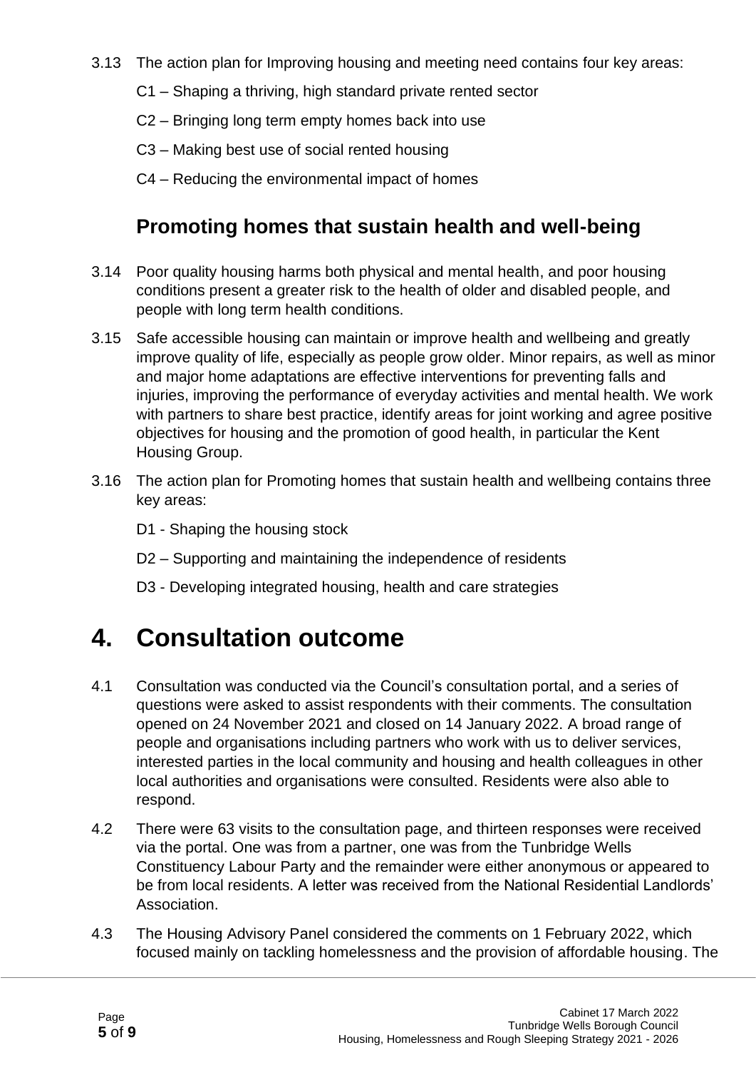3.13 The action plan for Improving housing and meeting need contains four key areas:

C1 – Shaping a thriving, high standard private rented sector

C2 – Bringing long term empty homes back into use

C3 – Making best use of social rented housing

C4 – Reducing the environmental impact of homes

## Promoting homes that sustain health and well-being

3.14 Poor quality housing harms both physical and mental health, and poor housing conditions present a greater risk to the health of older and disabled people, and people with long term health conditions.

3.15 Safe accessible housing can maintain or improve health and wellbeing and greatly improve quality of life, especially as people grow older. Minor repairs, as well as minor and major home adaptations are effective interventions for preventing falls and injuries, improving the performance of everyday activities and mental health. We work with partners to share best practice, identify areas for joint working and agree positive objectives for housing and the promotion of good health, in particular the Kent Housing Group.

3.16 The action plan for Promoting homes that sustain health and wellbeing contains three key areas:

D1 - Shaping the housing stock

D2 – Supporting and maintaining the independence of residents

D3 - Developing integrated housing, health and care strategies

# 4. Consultation outcome

4.1 Consultation was conducted via the Council's consultation portal, and a series of questions were asked to assist respondents with their comments. The consultation opened on 24 November 2021 and closed on 14 January 2022. A broad range of people and organisations including partners who work with us to deliver services, interested parties in the local community and housing and health colleagues in other local authorities and organisations were consulted. Residents were also able to respond.

4.2 There were 63 visits to the consultation page, and thirteen responses were received via the portal. One was from a partner, one was from the Tunbridge Wells Constituency Labour Party and the remainder were either anonymous or appeared to be from local residents. A letter was received from the National Residential Landlords' Association.

4.3 The Housing Advisory Panel considered the comments on 1 February 2022, which focused mainly on tackling homelessness and the provision of affordable housing. The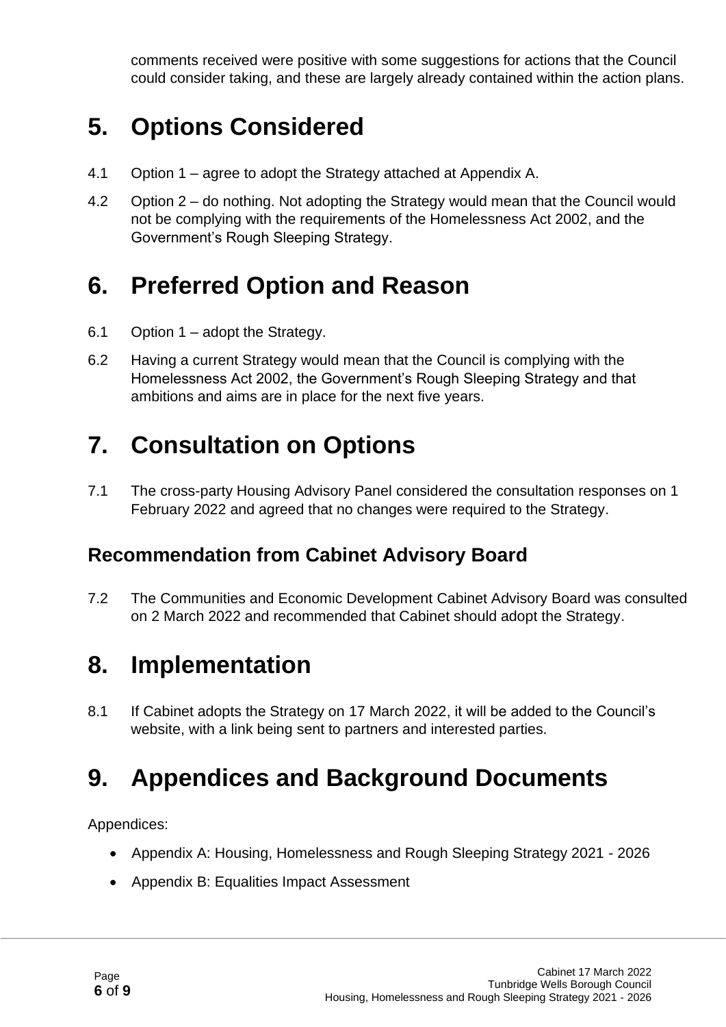comments received were positive with some suggestions for actions that the Council could consider taking, and these are largely already contained within the action plans.

# 5. Options Considered

4.1 Option 1 – agree to adopt the Strategy attached at Appendix A.

4.2 Option 2 – do nothing. Not adopting the Strategy would mean that the Council would not be complying with the requirements of the Homelessness Act 2002, and the Government's Rough Sleeping Strategy.

# 6. Preferred Option and Reason

6.1 Option 1 – adopt the Strategy.

6.2 Having a current Strategy would mean that the Council is complying with the Homelessness Act 2002, the Government's Rough Sleeping Strategy and that ambitions and aims are in place for the next five years.

# 7. Consultation on Options

7.1 The cross-party Housing Advisory Panel considered the consultation responses on 1 February 2022 and agreed that no changes were required to the Strategy.

## Recommendation from Cabinet Advisory Board

7.2 The Communities and Economic Development Cabinet Advisory Board was consulted on 2 March 2022 and recommended that Cabinet should adopt the Strategy.

# 8. Implementation

8.1 If Cabinet adopts the Strategy on 17 March 2022, it will be added to the Council's website, with a link being sent to partners and interested parties.

# 9. Appendices and Background Documents

Appendices:

- Appendix A: Housing, Homelessness and Rough Sleeping Strategy 2021 - 2026
- Appendix B: Equalities Impact Assessment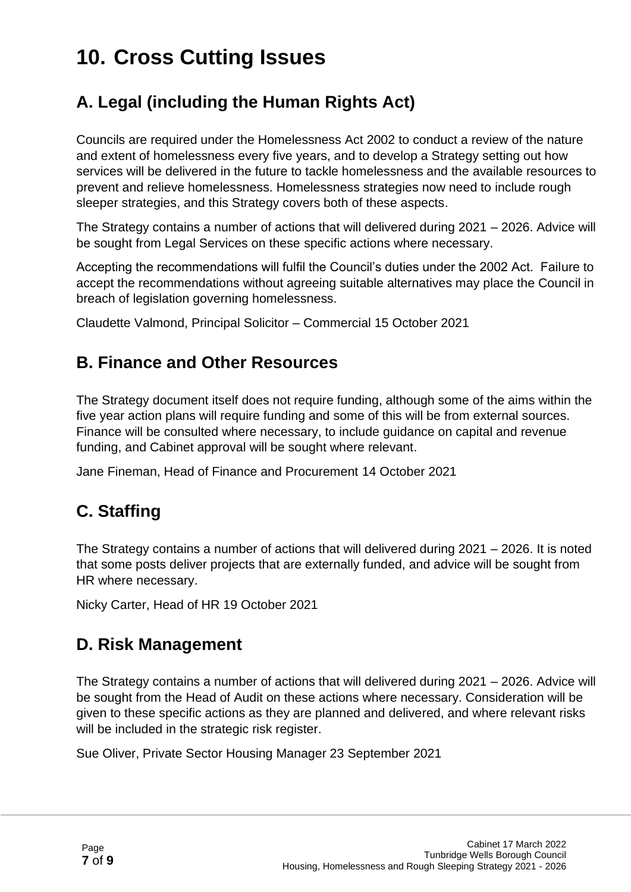# 10. Cross Cutting Issues

## A. Legal (including the Human Rights Act)

Councils are required under the Homelessness Act 2002 to conduct a review of the nature and extent of homelessness every five years, and to develop a Strategy setting out how services will be delivered in the future to tackle homelessness and the available resources to prevent and relieve homelessness. Homelessness strategies now need to include rough sleeper strategies, and this Strategy covers both of these aspects.

The Strategy contains a number of actions that will delivered during 2021 – 2026. Advice will be sought from Legal Services on these specific actions where necessary.

Accepting the recommendations will fulfil the Council's duties under the 2002 Act. Failure to accept the recommendations without agreeing suitable alternatives may place the Council in breach of legislation governing homelessness.

Claudette Valmond, Principal Solicitor – Commercial 15 October 2021

## B. Finance and Other Resources

The Strategy document itself does not require funding, although some of the aims within the five year action plans will require funding and some of this will be from external sources. Finance will be consulted where necessary, to include guidance on capital and revenue funding, and Cabinet approval will be sought where relevant.

Jane Fineman, Head of Finance and Procurement 14 October 2021

## C. Staffing

The Strategy contains a number of actions that will delivered during 2021 – 2026. It is noted that some posts deliver projects that are externally funded, and advice will be sought from HR where necessary.

Nicky Carter, Head of HR 19 October 2021

## D. Risk Management

The Strategy contains a number of actions that will delivered during 2021 – 2026. Advice will be sought from the Head of Audit on these actions where necessary. Consideration will be given to these specific actions as they are planned and delivered, and where relevant risks will be included in the strategic risk register.

Sue Oliver, Private Sector Housing Manager 23 September 2021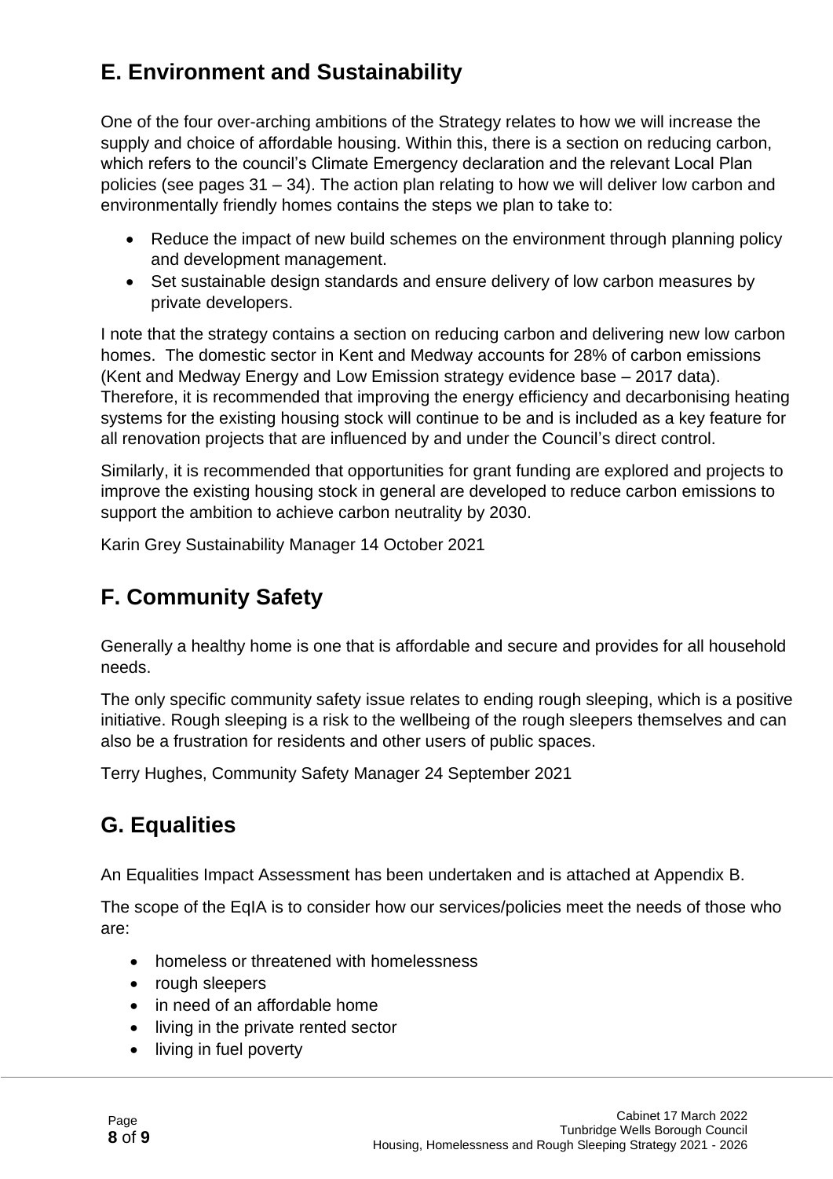## E. Environment and Sustainability

One of the four over-arching ambitions of the Strategy relates to how we will increase the supply and choice of affordable housing. Within this, there is a section on reducing carbon, which refers to the council's Climate Emergency declaration and the relevant Local Plan policies (see pages 31 – 34). The action plan relating to how we will deliver low carbon and environmentally friendly homes contains the steps we plan to take to:

- Reduce the impact of new build schemes on the environment through planning policy and development management.
- Set sustainable design standards and ensure delivery of low carbon measures by private developers.

I note that the strategy contains a section on reducing carbon and delivering new low carbon homes. The domestic sector in Kent and Medway accounts for 28% of carbon emissions (Kent and Medway Energy and Low Emission strategy evidence base – 2017 data). Therefore, it is recommended that improving the energy efficiency and decarbonising heating systems for the existing housing stock will continue to be and is included as a key feature for all renovation projects that are influenced by and under the Council's direct control.

Similarly, it is recommended that opportunities for grant funding are explored and projects to improve the existing housing stock in general are developed to reduce carbon emissions to support the ambition to achieve carbon neutrality by 2030.

Karin Grey Sustainability Manager 14 October 2021

## F. Community Safety

Generally a healthy home is one that is affordable and secure and provides for all household needs.

The only specific community safety issue relates to ending rough sleeping, which is a positive initiative. Rough sleeping is a risk to the wellbeing of the rough sleepers themselves and can also be a frustration for residents and other users of public spaces.

Terry Hughes, Community Safety Manager 24 September 2021

## G. Equalities

An Equalities Impact Assessment has been undertaken and is attached at Appendix B.

The scope of the EqIA is to consider how our services/policies meet the needs of those who are:

- homeless or threatened with homelessness
- rough sleepers
- in need of an affordable home
- living in the private rented sector
- living in fuel poverty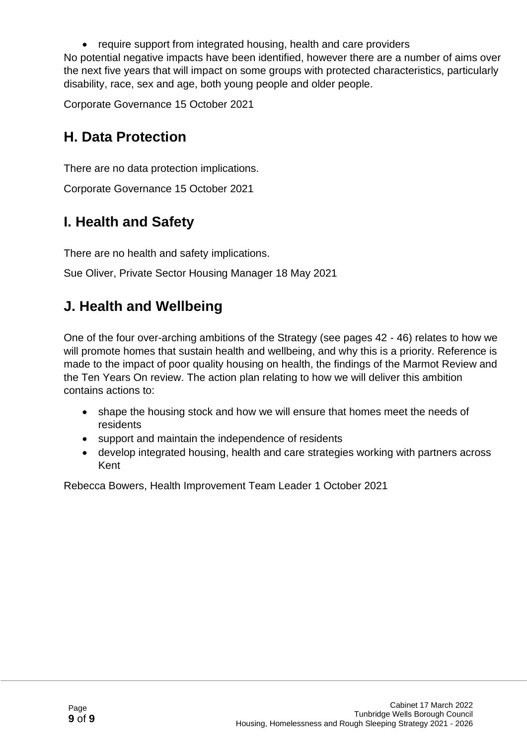- require support from integrated housing, health and care providers

No potential negative impacts have been identified, however there are a number of aims over the next five years that will impact on some groups with protected characteristics, particularly disability, race, sex and age, both young people and older people.

Corporate Governance 15 October 2021

## H. Data Protection

There are no data protection implications.

Corporate Governance 15 October 2021

## I. Health and Safety

There are no health and safety implications.

Sue Oliver, Private Sector Housing Manager 18 May 2021

## J. Health and Wellbeing

One of the four over-arching ambitions of the Strategy (see pages 42 - 46) relates to how we will promote homes that sustain health and wellbeing, and why this is a priority. Reference is made to the impact of poor quality housing on health, the findings of the Marmot Review and the Ten Years On review. The action plan relating to how we will deliver this ambition contains actions to:

- shape the housing stock and how we will ensure that homes meet the needs of residents
- support and maintain the independence of residents
- develop integrated housing, health and care strategies working with partners across Kent

Rebecca Bowers, Health Improvement Team Leader 1 October 2021